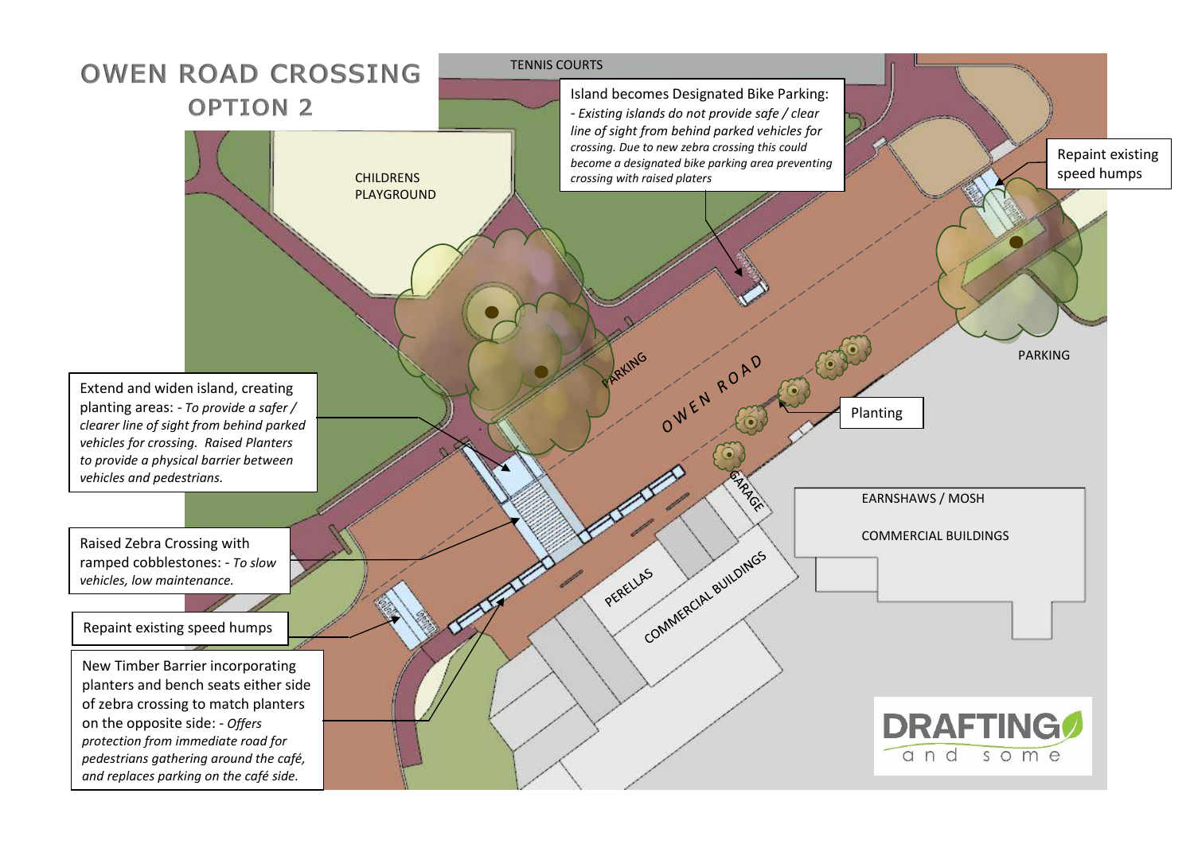# OWEN ROAD CROSSING

## OPTION 2

TENNIS COURTS

**Island becomes Designated Bike Parking:**
*- Existing islands do not provide safe / clear line of sight from behind parked vehicles for crossing. Due to new zebra crossing this could become a designated bike parking area preventing crossing with raised platers*

Repaint existing speed humps

CHILDRENS PLAYGROUND

PARKING

OWEN ROAD

PARKING

Planting

GARAGE

EARNSHAWS / MOSH

COMMERCIAL BUILDINGS

PERELLAS

COMMERCIAL BUILDINGS

Extend and widen island, creating planting areas: *- To provide a safer / clearer line of sight from behind parked vehicles for crossing. Raised Planters to provide a physical barrier between vehicles and pedestrians.*

Raised Zebra Crossing with ramped cobblestones: *- To slow vehicles, low maintenance.*

Repaint existing speed humps

New Timber Barrier incorporating planters and bench seats either side of zebra crossing to match planters on the opposite side: *- Offers protection from immediate road for pedestrians gathering around the café, and replaces parking on the café side.*

DRAFTING and some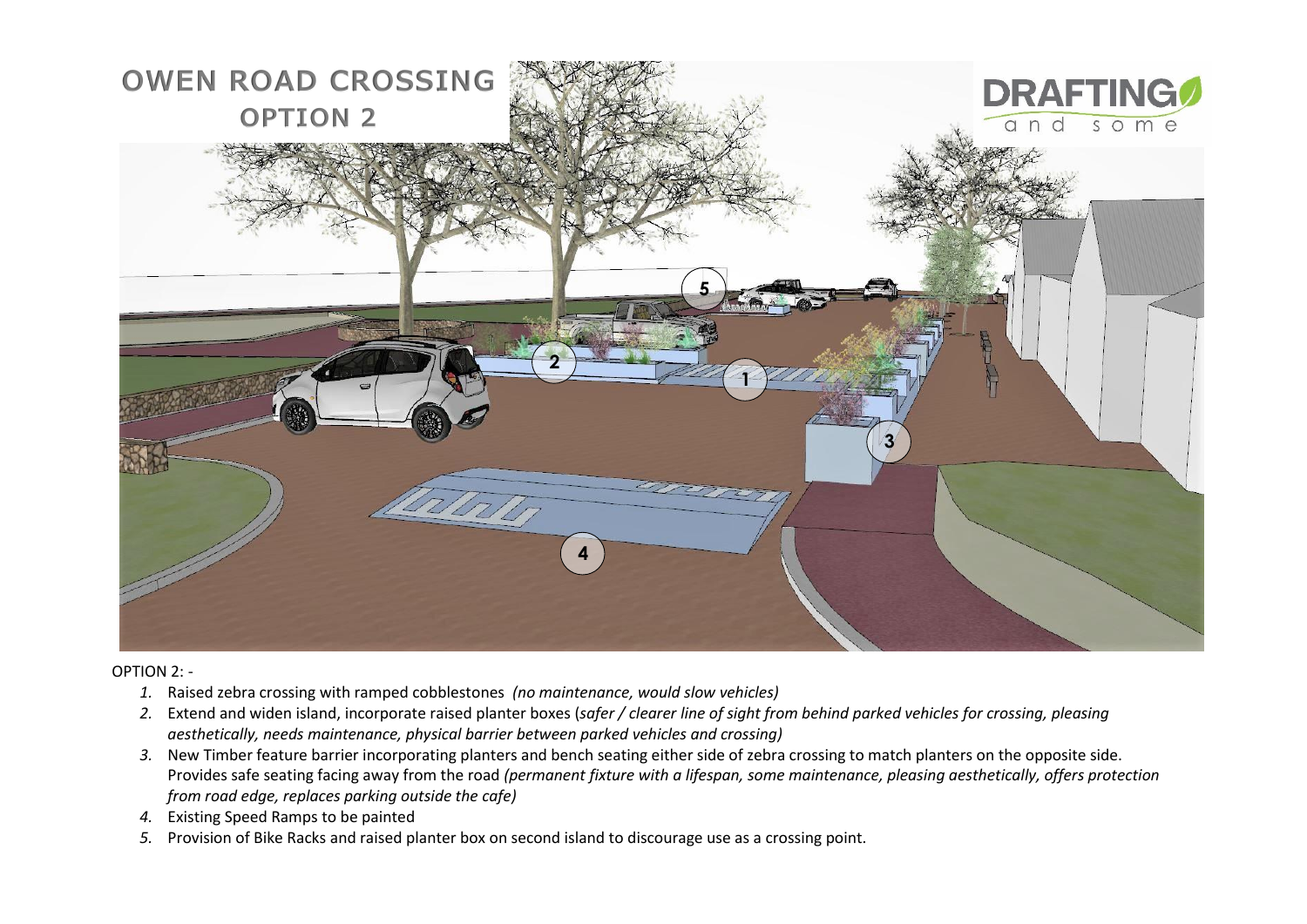# OWEN ROAD CROSSING
## OPTION 2

DRAFTING and some

OPTION 2: -

1. Raised zebra crossing with ramped cobblestones *(no maintenance, would slow vehicles)*
2. Extend and widen island, incorporate raised planter boxes (*safer / clearer line of sight from behind parked vehicles for crossing, pleasing aesthetically, needs maintenance, physical barrier between parked vehicles and crossing)*
3. New Timber feature barrier incorporating planters and bench seating either side of zebra crossing to match planters on the opposite side. Provides safe seating facing away from the road *(permanent fixture with a lifespan, some maintenance, pleasing aesthetically, offers protection from road edge, replaces parking outside the cafe)*
4. Existing Speed Ramps to be painted
5. Provision of Bike Racks and raised planter box on second island to discourage use as a crossing point.